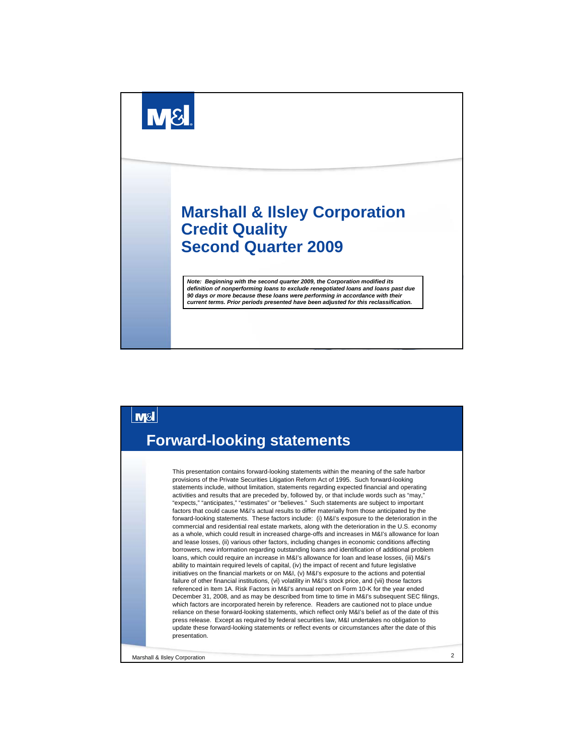# Marshall & Ilsley Corporation
# Credit Quality
# Second Quarter 2009

***Note: Beginning with the second quarter 2009, the Corporation modified its definition of nonperforming loans to exclude renegotiated loans and loans past due 90 days or more because these loans were performing in accordance with their current terms. Prior periods presented have been adjusted for this reclassification.***

## Forward-looking statements

This presentation contains forward-looking statements within the meaning of the safe harbor provisions of the Private Securities Litigation Reform Act of 1995. Such forward-looking statements include, without limitation, statements regarding expected financial and operating activities and results that are preceded by, followed by, or that include words such as "may," "expects," "anticipates," "estimates" or "believes." Such statements are subject to important factors that could cause M&I's actual results to differ materially from those anticipated by the forward-looking statements. These factors include: (i) M&I's exposure to the deterioration in the commercial and residential real estate markets, along with the deterioration in the U.S. economy as a whole, which could result in increased charge-offs and increases in M&I's allowance for loan and lease losses, (ii) various other factors, including changes in economic conditions affecting borrowers, new information regarding outstanding loans and identification of additional problem loans, which could require an increase in M&I's allowance for loan and lease losses, (iii) M&I's ability to maintain required levels of capital, (iv) the impact of recent and future legislative initiatives on the financial markets or on M&I, (v) M&I's exposure to the actions and potential failure of other financial institutions, (vi) volatility in M&I's stock price, and (vii) those factors referenced in Item 1A. Risk Factors in M&I's annual report on Form 10-K for the year ended December 31, 2008, and as may be described from time to time in M&I's subsequent SEC filings, which factors are incorporated herein by reference. Readers are cautioned not to place undue reliance on these forward-looking statements, which reflect only M&I's belief as of the date of this press release. Except as required by federal securities law, M&I undertakes no obligation to update these forward-looking statements or reflect events or circumstances after the date of this presentation.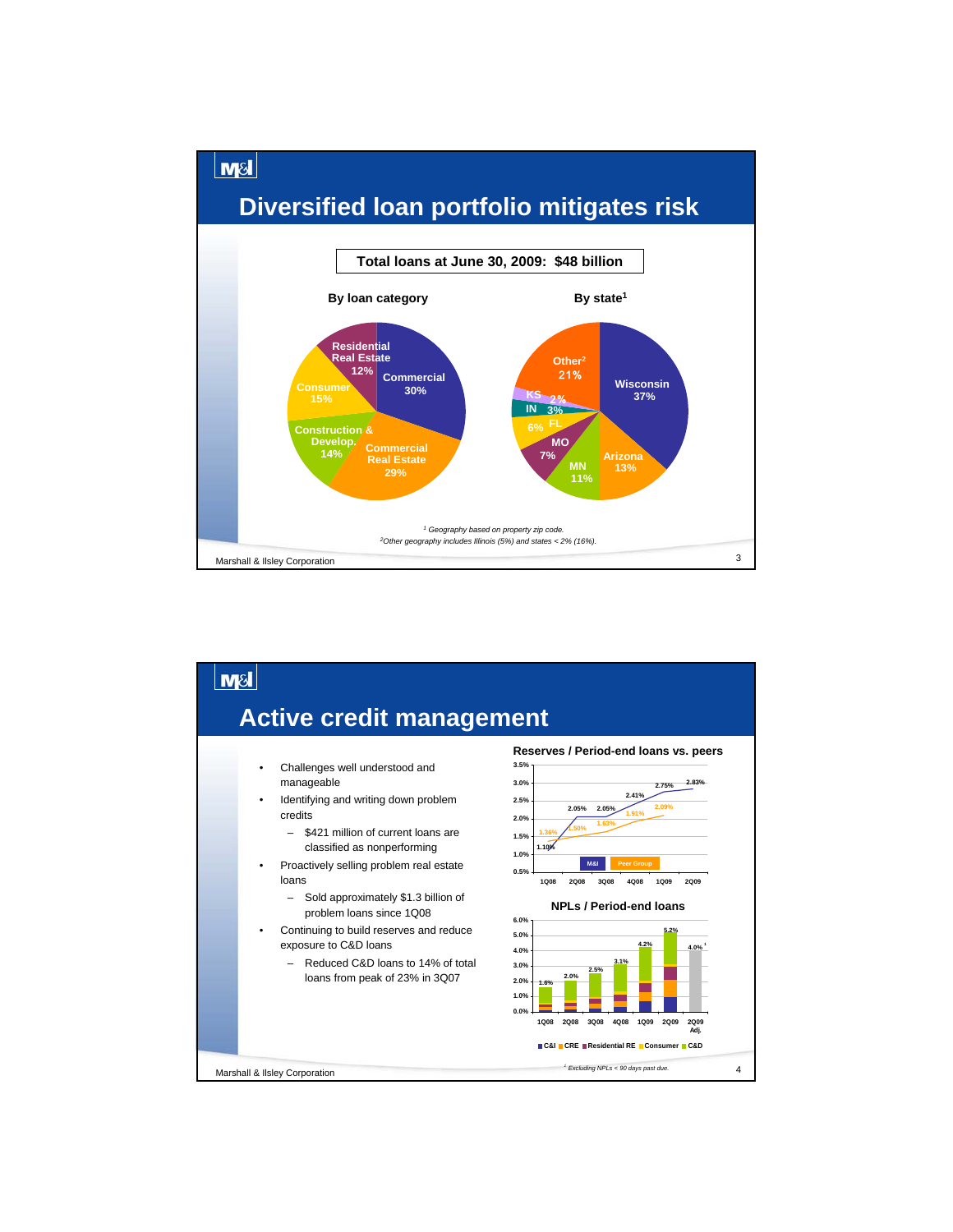# Diversified loan portfolio mitigates risk

**Total loans at June 30, 2009: $48 billion**

**By loan category**

| Category | Share |
|---|---|
| Commercial | 30% |
| Commercial Real Estate | 29% |
| Consumer | 15% |
| Construction & Develop. | 14% |
| Residential Real Estate | 12% |

**By state[1]**

| State | Share |
|---|---|
| Wisconsin | 37% |
| Other[2] | 21% |
| Arizona | 13% |
| MN | 11% |
| MO | 7% |
| FL | 6% |
| IN | 3% |
| KS | 2% |

*[1] Geography based on property zip code.*
*[2]Other geography includes Illinois (5%) and states < 2% (16%).*

# Active credit management

- Challenges well understood and manageable
- Identifying and writing down problem credits
  - $421 million of current loans are classified as nonperforming
- Proactively selling problem real estate loans
  - Sold approximately $1.3 billion of problem loans since 1Q08
- Continuing to build reserves and reduce exposure to C&D loans
  - Reduced C&D loans to 14% of total loans from peak of 23% in 3Q07

**Reserves / Period-end loans vs. peers**

| | 1Q08 | 2Q08 | 3Q08 | 4Q08 | 1Q09 | 2Q09 |
|---|---|---|---|---|---|---|
| M&I | 1.10% | 2.05% | 2.05% | 2.41% | 2.75% | 2.83% |
| Peer Group | 1.36% | 1.50% | 1.63% | 1.91% | 2.09% | |

**NPLs / Period-end loans**

| 1Q08 | 2Q08 | 3Q08 | 4Q08 | 1Q09 | 2Q09 | 2Q09 Adj. |
|---|---|---|---|---|---|---|
| 1.6% | 2.0% | 2.5% | 3.1% | 4.2% | 5.2% | 4.0%[1] |

C&I | CRE | Residential RE | Consumer | C&D

*[1] Excluding NPLs < 90 days past due.*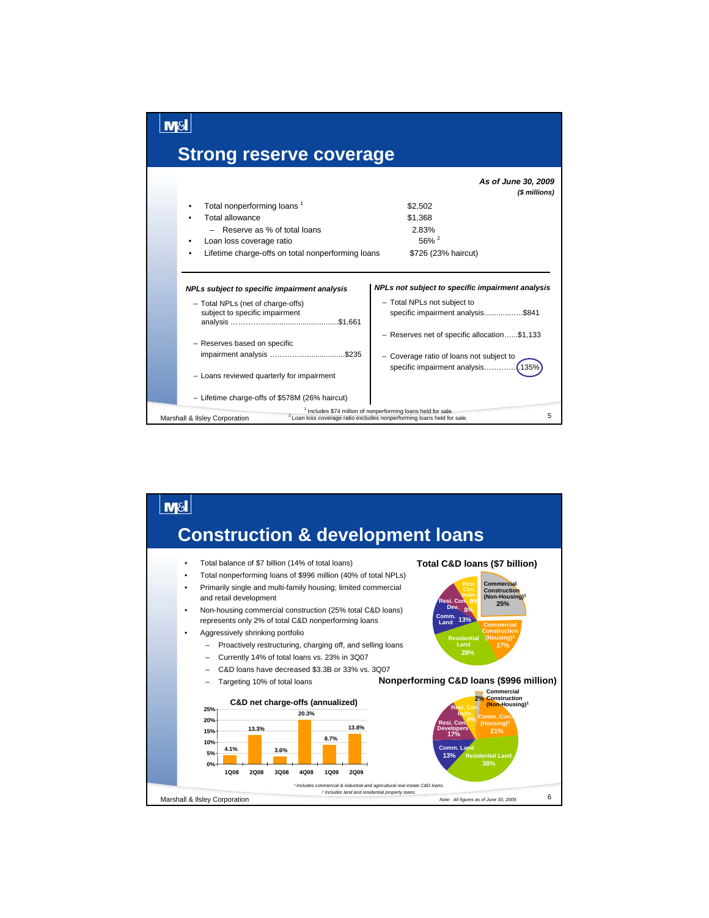## Strong reserve coverage

*As of June 30, 2009*
*($ millions)*

| | |
|---|---|
| • Total nonperforming loans [1] | $2,502 |
| • Total allowance | $1,368 |
| – Reserve as % of total loans | 2.83% |
| • Loan loss coverage ratio | 56% [2] |
| • Lifetime charge-offs on total nonperforming loans | $726 (23% haircut) |

***NPLs subject to specific impairment analysis***

- Total NPLs (net of charge-offs) subject to specific impairment analysis ......................................................$1,661
- Reserves based on specific impairment analysis ...................................$235
- Loans reviewed quarterly for impairment
- Lifetime charge-offs of $578M (26% haircut)

***NPLs not subject to specific impairment analysis***

- Total NPLs not subject to specific impairment analysis..................$841
- Reserves net of specific allocation......$1,133
- Coverage ratio of loans not subject to specific impairment analysis.............135%

[1] Includes $74 million of nonperforming loans held for sale.
[2] Loan loss coverage ratio excludes nonperforming loans held for sale.

## Construction & development loans

- Total balance of $7 billion (14% of total loans)
- Total nonperforming loans of $996 million (40% of total NPLs)
- Primarily single and multi-family housing; limited commercial and retail development
- Non-housing commercial construction (25% total C&D loans) represents only 2% of total C&D nonperforming loans
- Aggressively shrinking portfolio
  - Proactively restructuring, charging off, and selling loans
  - Currently 14% of total loans vs. 23% in 3Q07
  - C&D loans have decreased $3.3B or 33% vs. 3Q07
  - Targeting 10% of total loans

**Total C&D loans ($7 billion)**

| Category | % |
|---|---|
| Commercial Construction (Non-Housing)[1] | 25% |
| Commercial Construction (Housing)[2] | 17% |
| Residential Land | 28% |
| Comm. Land | 13% |
| Resi. Con. Dev. | 8% |
| Resi. Con. Indiv. | 9% |

**Nonperforming C&D loans ($996 million)**

| Category | % |
|---|---|
| Commercial Construction (Non-Housing)[1] | 2% |
| Comm. Con. (Housing)[2] | 21% |
| Residential Land | 38% |
| Comm. Land | 13% |
| Resi. Con. Developers | 17% |
| Resi. Con. Indiv. | 9% |

**C&D net charge-offs (annualized)**

| 1Q08 | 2Q08 | 3Q08 | 4Q08 | 1Q09 | 2Q09 |
|---|---|---|---|---|---|
| 4.1% | 13.3% | 3.6% | 20.3% | 8.7% | 13.8% |

[1] Includes commercial & industrial and agricultural real estate C&D loans.
[2] Includes land and residential property loans.

*Note: All figures as of June 30, 2009.*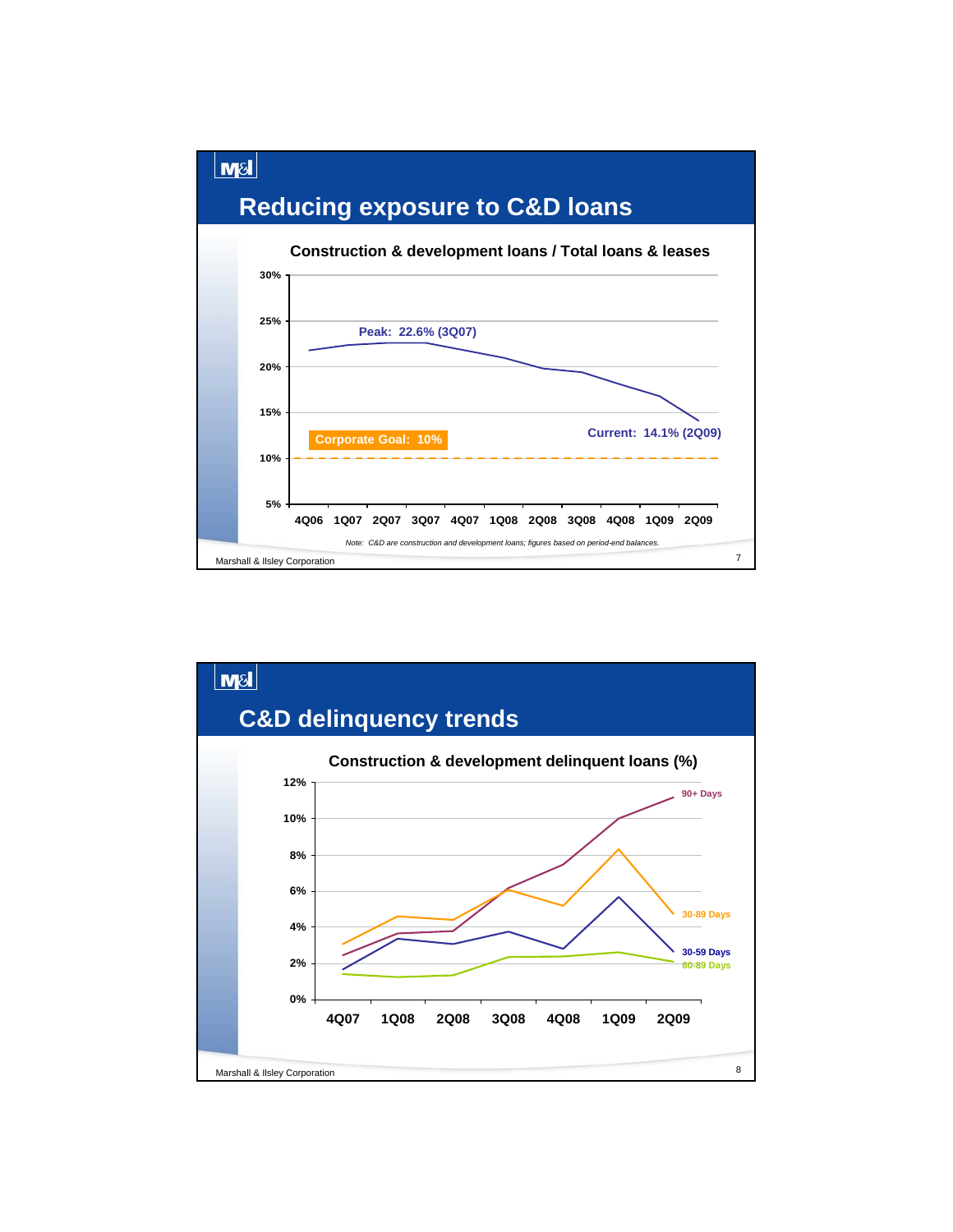## Reducing exposure to C&D loans

**Construction & development loans / Total loans & leases**

Peak: 22.6% (3Q07)

Current: 14.1% (2Q09)

Corporate Goal: 10%

4Q06 1Q07 2Q07 3Q07 4Q07 1Q08 2Q08 3Q08 4Q08 1Q09 2Q09

*Note: C&D are construction and development loans; figures based on period-end balances.*

## C&D delinquency trends

**Construction & development delinquent loans (%)**

90+ Days

30-89 Days

30-59 Days

60-89 Days

4Q07 1Q08 2Q08 3Q08 4Q08 1Q09 2Q09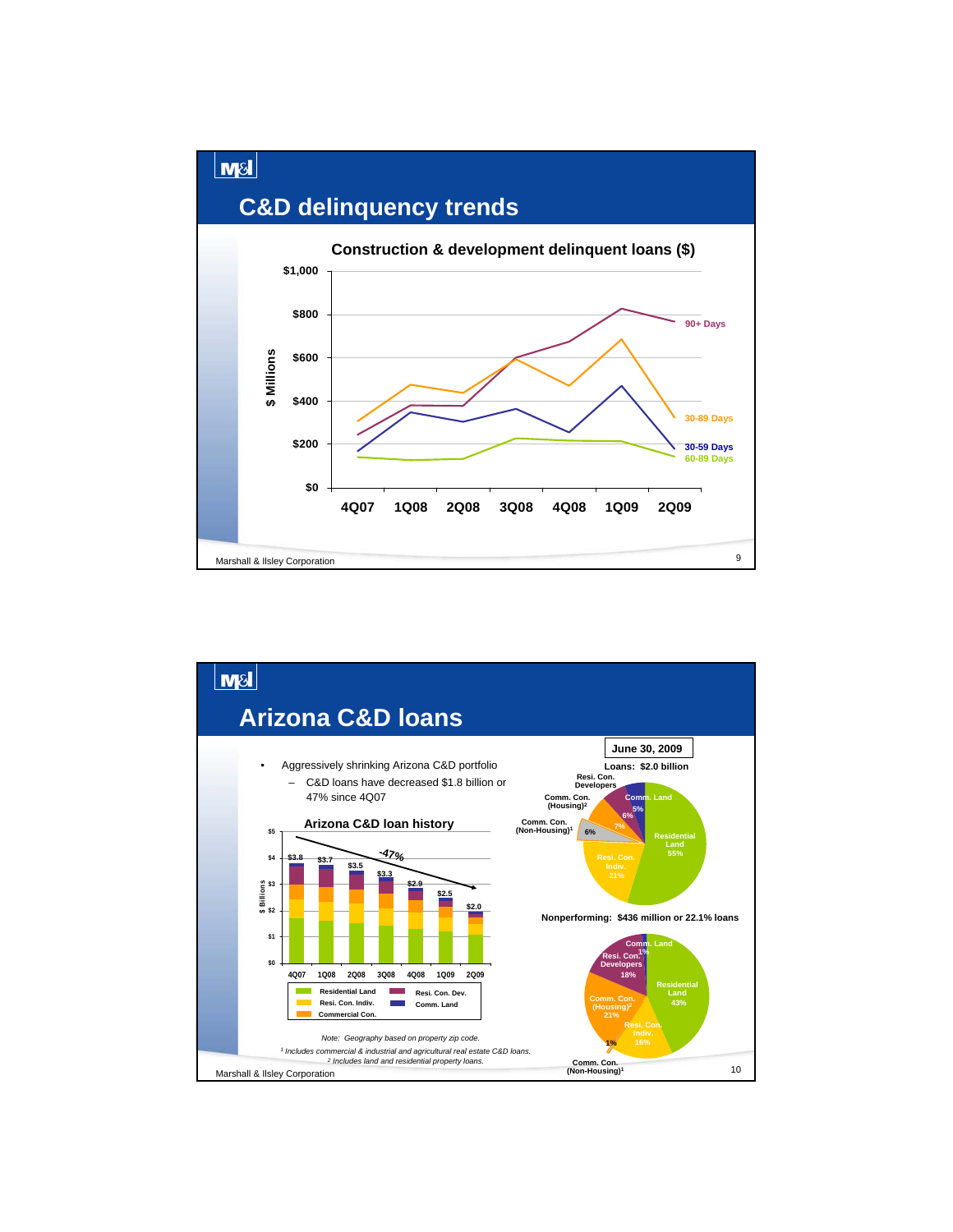## C&D delinquency trends

**Construction & development delinquent loans ($)**

$ Millions

| | 4Q07 | 1Q08 | 2Q08 | 3Q08 | 4Q08 | 1Q09 | 2Q09 |
|---|---|---|---|---|---|---|---|
| 90+ Days | | | | | | | |
| 30-89 Days | | | | | | | |
| 30-59 Days | | | | | | | |
| 60-89 Days | | | | | | | |

Marshall & Ilsley Corporation

## Arizona C&D loans

- Aggressively shrinking Arizona C&D portfolio
  - C&D loans have decreased $1.8 billion or 47% since 4Q07

**Arizona C&D loan history**

$ Billions

| 4Q07 | 1Q08 | 2Q08 | 3Q08 | 4Q08 | 1Q09 | 2Q09 |
|---|---|---|---|---|---|---|
| $3.8 | $3.7 | $3.5 | $3.3 | $2.9 | $2.5 | $2.0 |

-47%

Residential Land; Resi. Con. Indiv.; Commercial Con.; Resi. Con. Dev.; Comm. Land

**June 30, 2009**

**Loans: $2.0 billion**

| Category | % |
|---|---|
| Residential Land | 55% |
| Resi. Con. Indiv. | 21% |
| Comm. Con. (Non-Housing)[1] | 6% |
| Comm. Con. (Housing)[2] | 7% |
| Resi. Con. Developers | 6% |
| Comm. Land | 5% |

**Nonperforming: $436 million or 22.1% loans**

| Category | % |
|---|---|
| Residential Land | 43% |
| Resi. Con. Indiv. | 16% |
| Comm. Con. (Non-Housing)[1] | 1% |
| Comm. Con. (Housing)[2] | 21% |
| Resi. Con. Developers | 18% |
| Comm. Land | 1% |

*Note: Geography based on property zip code.*

*[1] Includes commercial & industrial and agricultural real estate C&D loans.*

*[2] Includes land and residential property loans.*

Marshall & Ilsley Corporation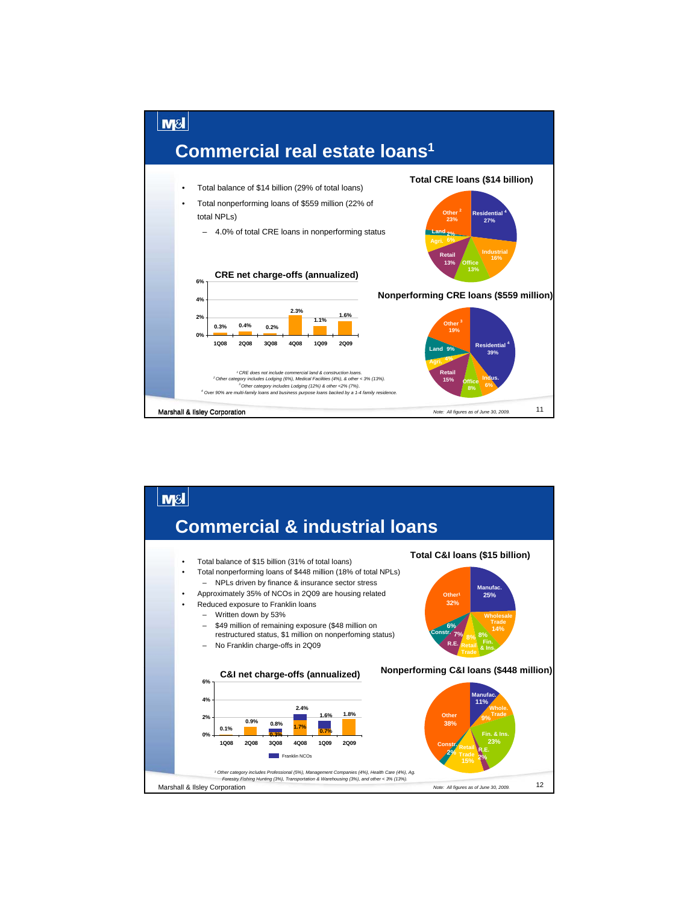# Commercial real estate loans[1]

- Total balance of $14 billion (29% of total loans)
- Total nonperforming loans of $559 million (22% of total NPLs)
  - 4.0% of total CRE loans in nonperforming status

### Total CRE loans ($14 billion)

| Category | Share |
|---|---|
| Residential[4] | 27% |
| Industrial | 16% |
| Office | 13% |
| Retail | 13% |
| Agri. | 6% |
| Land | 2% |
| Other[2] | 23% |

### Nonperforming CRE loans ($559 million)

| Category | Share |
|---|---|
| Residential[4] | 39% |
| Indus. | 6% |
| Office | 8% |
| Retail | 15% |
| Agri. | 4% |
| Land | 9% |
| Other[3] | 19% |

### CRE net charge-offs (annualized)

| 1Q08 | 2Q08 | 3Q08 | 4Q08 | 1Q09 | 2Q09 |
|---|---|---|---|---|---|
| 0.3% | 0.4% | 0.2% | 2.3% | 1.1% | 1.6% |

*[1] CRE does not include commercial land & construction loans.*
*[2] Other category includes Lodging (6%), Medical Facilities (4%), & other < 3% (13%).*
*[3] Other category includes Lodging (12%) & other <2% (7%).*
*[4] Over 90% are multi-family loans and business purpose loans backed by a 1-4 family residence.*

*Note: All figures as of June 30, 2009.*

# Commercial & industrial loans

- Total balance of $15 billion (31% of total loans)
- Total nonperforming loans of $448 million (18% of total NPLs)
  - NPLs driven by finance & insurance sector stress
- Approximately 35% of NCOs in 2Q09 are housing related
- Reduced exposure to Franklin loans
  - Written down by 53%
  - $49 million of remaining exposure ($48 million on restructured status, $1 million on nonperfoming status)
  - No Franklin charge-offs in 2Q09

### Total C&I loans ($15 billion)

| Category | Share |
|---|---|
| Manufac. | 25% |
| Wholesale Trade | 14% |
| Fin. & Ins. | 8% |
| Retail Trade | 8% |
| R.E. | 7% |
| Constr. | 6% |
| Other[1] | 32% |

### Nonperforming C&I loans ($448 million)

| Category | Share |
|---|---|
| Manufac. | 11% |
| Whole. Trade | 9% |
| Fin. & Ins. | 23% |
| R.E. | 2% |
| Retail Trade | 15% |
| Constr. | 2% |
| Other | 38% |

### C&I net charge-offs (annualized)

| | 1Q08 | 2Q08 | 3Q08 | 4Q08 | 1Q09 | 2Q09 |
|---|---|---|---|---|---|---|
| Total | 0.1% | 0.9% | 0.8% | 2.4% | 1.6% | 1.8% |
| Excluding Franklin NCOs | | | 0.3% | 1.7% | 0.7% | |

*[1] Other category includes Professional (5%), Management Companies (4%), Health Care (4%), Ag. Forestry Fishing Hunting (3%), Transportation & Warehousing (3%), and other < 3% (13%).*

*Note: All figures as of June 30, 2009.*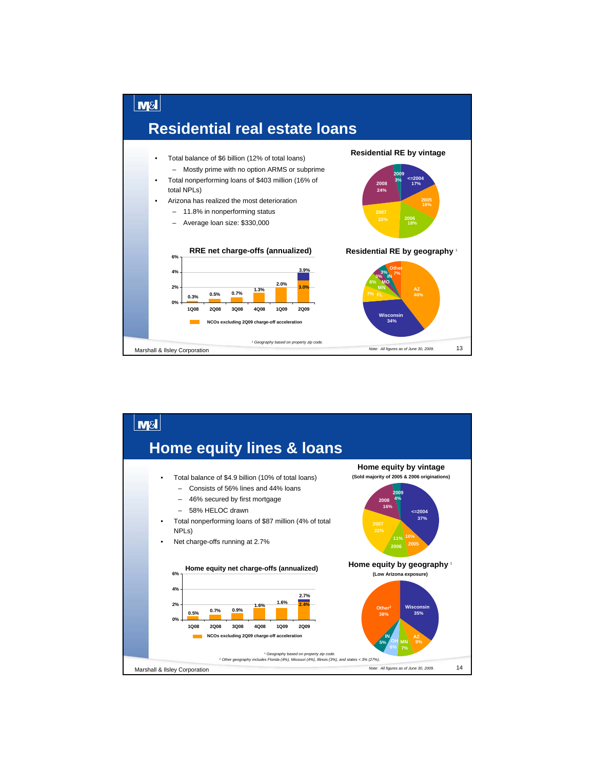# Residential real estate loans

- Total balance of \$6 billion (12% of total loans)
  - Mostly prime with no option ARMS or subprime
- Total nonperforming loans of \$403 million (16% of total NPLs)
- Arizona has realized the most deterioration
  - 11.8% in nonperforming status
  - Average loan size: \$330,000

**RRE net charge-offs (annualized)**

| | 1Q08 | 2Q08 | 3Q08 | 4Q08 | 1Q09 | 2Q09 |
|---|---|---|---|---|---|---|
| Net charge-offs | 0.3% | 0.5% | 0.7% | 1.3% | 2.0% | 3.9% |
| NCOs excluding 2Q09 charge-off acceleration | | | | | | 3.0% |

**Residential RE by vintage**

| Vintage | Share |
|---|---|
| <=2004 | 17% |
| 2005 | 16% |
| 2006 | 18% |
| 2007 | 22% |
| 2008 | 24% |
| 2009 | 3% |

**Residential RE by geography** [1]

| Geography | Share |
|---|---|
| AZ | 40% |
| Wisconsin | 34% |
| FL | 7% |
| MN | 6% |
| MO | 3% |
| IN | 3% |
| Other | 7% |

[1] Geography based on property zip code.

Note: All figures as of June 30, 2009.

# Home equity lines & loans

- Total balance of \$4.9 billion (10% of total loans)
  - Consists of 56% lines and 44% loans
  - 46% secured by first mortgage
  - 58% HELOC drawn
- Total nonperforming loans of \$87 million (4% of total NPLs)
- Net charge-offs running at 2.7%

**Home equity net charge-offs (annualized)**

| | 1Q08 | 2Q08 | 3Q08 | 4Q08 | 1Q09 | 2Q09 |
|---|---|---|---|---|---|---|
| Net charge-offs | 0.5% | 0.7% | 0.9% | 1.6% | 1.6% | 2.7% |
| NCOs excluding 2Q09 charge-off acceleration | | | | | | 2.4% |

**Home equity by vintage**
(Sold majority of 2005 & 2006 originations)

| Vintage | Share |
|---|---|
| <=2004 | 37% |
| 2005 | 10% |
| 2006 | 11% |
| 2007 | 22% |
| 2008 | 16% |
| 2009 | 4% |

**Home equity by geography** [1]
(Low Arizona exposure)

| Geography | Share |
|---|---|
| Wisconsin | 35% |
| AZ | 9% |
| MN | 7% |
| OH | 6% |
| IN | 5% |
| Other[2] | 38% |

[1] Geography based on property zip code.
[2] Other geography includes Florida (4%), Missouri (4%), Illinois (3%), and states < 3% (27%).

Note: All figures as of June 30, 2009.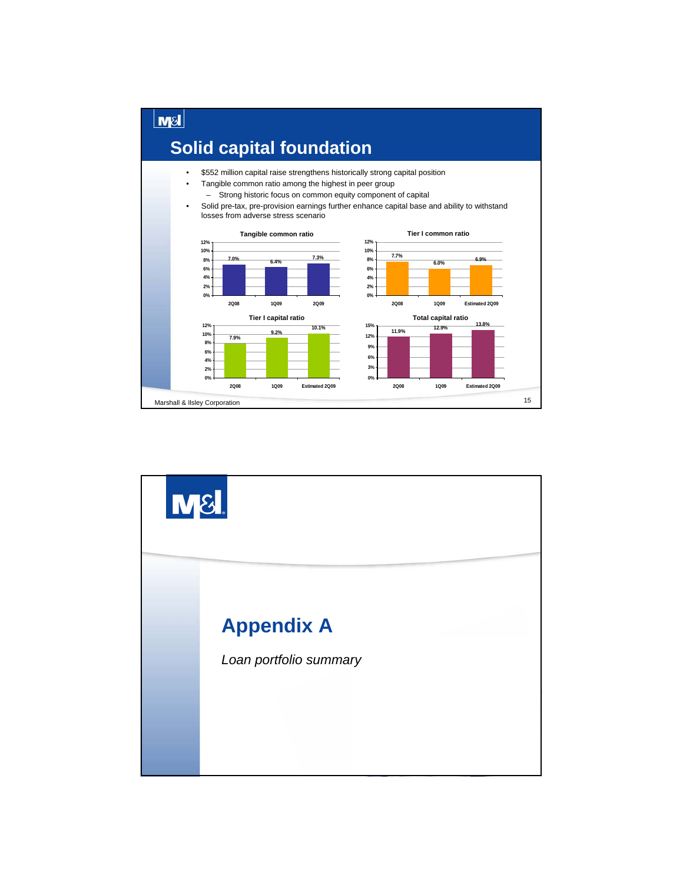## Solid capital foundation

- $552 million capital raise strengthens historically strong capital position
- Tangible common ratio among the highest in peer group
  - Strong historic focus on common equity component of capital
- Solid pre-tax, pre-provision earnings further enhance capital base and ability to withstand losses from adverse stress scenario

**Tangible common ratio**

| 2Q08 | 1Q09 | 2Q09 |
|---|---|---|
| 7.0% | 6.4% | 7.3% |

**Tier I common ratio**

| 2Q08 | 1Q09 | Estimated 2Q09 |
|---|---|---|
| 7.7% | 6.0% | 6.9% |

**Tier I capital ratio**

| 2Q08 | 1Q09 | Estimated 2Q09 |
|---|---|---|
| 7.9% | 9.2% | 10.1% |

**Total capital ratio**

| 2Q08 | 1Q09 | Estimated 2Q09 |
|---|---|---|
| 11.9% | 12.9% | 13.8% |

Marshall & Ilsley Corporation

# Appendix A

*Loan portfolio summary*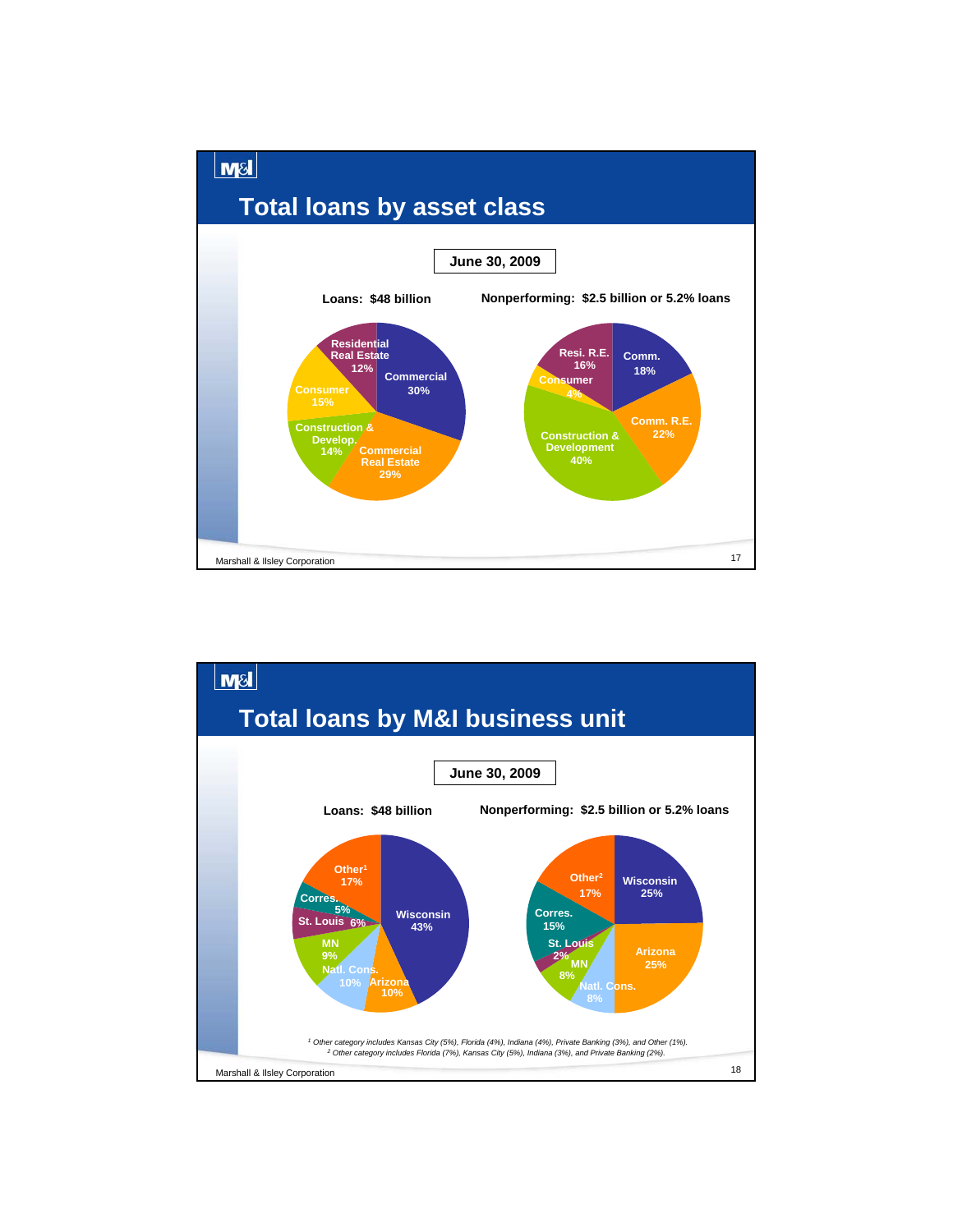## Total loans by asset class

**June 30, 2009**

**Loans: $48 billion**

| Asset class | % |
|---|---|
| Commercial | 30% |
| Commercial Real Estate | 29% |
| Construction & Develop. | 14% |
| Consumer | 15% |
| Residential Real Estate | 12% |

**Nonperforming: $2.5 billion or 5.2% loans**

| Asset class | % |
|---|---|
| Comm. | 18% |
| Comm. R.E. | 22% |
| Construction & Development | 40% |
| Consumer | 4% |
| Resi. R.E. | 16% |

Marshall & Ilsley Corporation

## Total loans by M&I business unit

**June 30, 2009**

**Loans: $48 billion**

| Business unit | % |
|---|---|
| Wisconsin | 43% |
| Arizona | 10% |
| Natl. Cons. | 10% |
| MN | 9% |
| St. Louis | 6% |
| Corres. | 5% |
| Other[1] | 17% |

**Nonperforming: $2.5 billion or 5.2% loans**

| Business unit | % |
|---|---|
| Wisconsin | 25% |
| Arizona | 25% |
| Natl. Cons. | 8% |
| MN | 8% |
| St. Louis | 2% |
| Corres. | 15% |
| Other[2] | 17% |

*[1] Other category includes Kansas City (5%), Florida (4%), Indiana (4%), Private Banking (3%), and Other (1%).*

*[2] Other category includes Florida (7%), Kansas City (5%), Indiana (3%), and Private Banking (2%).*

Marshall & Ilsley Corporation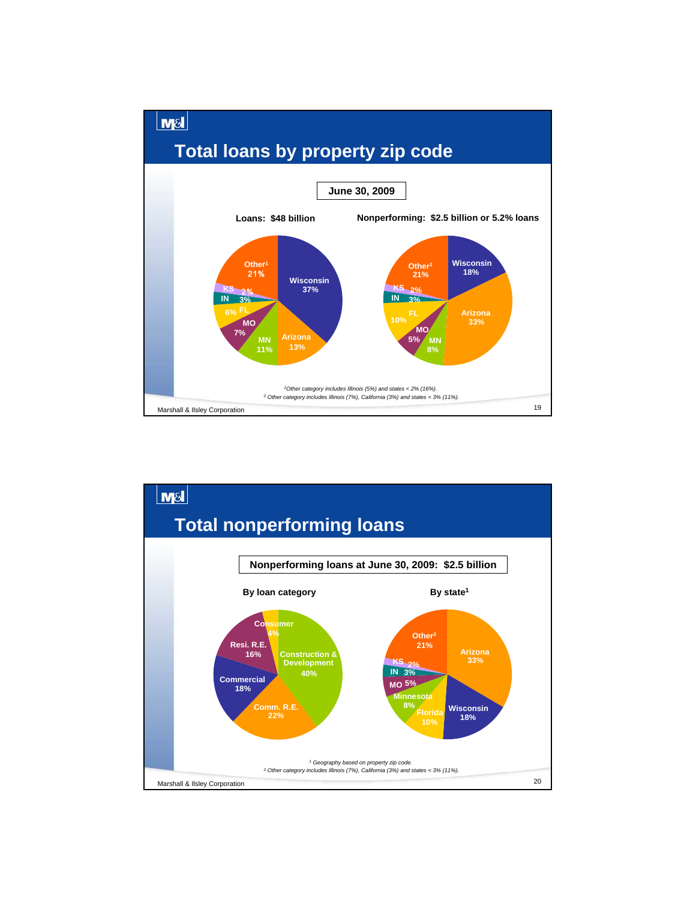# Total loans by property zip code

**June 30, 2009**

**Loans: $48 billion**

| Category | Share |
|---|---|
| Wisconsin | 37% |
| Arizona | 13% |
| MN | 11% |
| MO | 7% |
| FL | 6% |
| IN | 3% |
| KS | 2% |
| Other[1] | 21% |

**Nonperforming: $2.5 billion or 5.2% loans**

| Category | Share |
|---|---|
| Wisconsin | 18% |
| Arizona | 33% |
| MN | 8% |
| MO | 5% |
| FL | 10% |
| IN | 3% |
| KS | 2% |
| Other[2] | 21% |

*[1]Other category includes Illinois (5%) and states < 2% (16%).*

*[2] Other category includes Illinois (7%), California (3%) and states < 3% (11%).*

Marshall & Ilsley Corporation

# Total nonperforming loans

**Nonperforming loans at June 30, 2009: $2.5 billion**

**By loan category**

| Category | Share |
|---|---|
| Construction & Development | 40% |
| Comm. R.E. | 22% |
| Commercial | 18% |
| Resi. R.E. | 16% |
| Consumer | 4% |

**By state[1]**

| State | Share |
|---|---|
| Arizona | 33% |
| Wisconsin | 18% |
| Florida | 10% |
| Minnesota | 8% |
| MO | 5% |
| IN | 3% |
| KS | 2% |
| Other[2] | 21% |

*[1] Geography based on property zip code.*

*[2] Other category includes Illinois (7%), California (3%) and states < 3% (11%).*

Marshall & Ilsley Corporation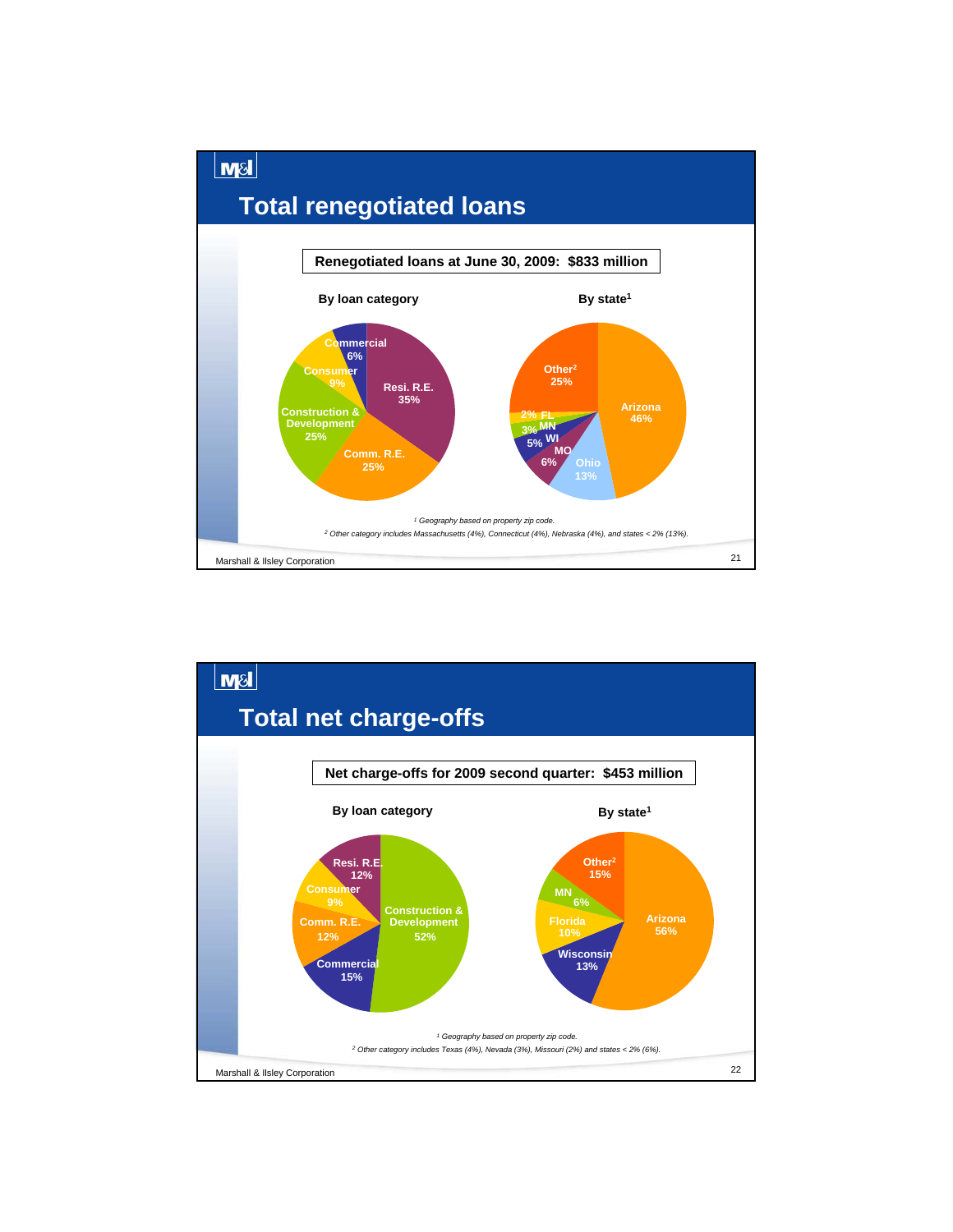## Total renegotiated loans

**Renegotiated loans at June 30, 2009: $833 million**

**By loan category**

| Category | Share |
|---|---|
| Resi. R.E. | 35% |
| Comm. R.E. | 25% |
| Construction & Development | 25% |
| Consumer | 9% |
| Commercial | 6% |

**By state[1]**

| State | Share |
|---|---|
| Arizona | 46% |
| Ohio | 13% |
| MO | 6% |
| WI | 5% |
| MN | 3% |
| FL | 2% |
| Other[2] | 25% |

*[1] Geography based on property zip code.*

*[2] Other category includes Massachusetts (4%), Connecticut (4%), Nebraska (4%), and states < 2% (13%).*

## Total net charge-offs

**Net charge-offs for 2009 second quarter: $453 million**

**By loan category**

| Category | Share |
|---|---|
| Construction & Development | 52% |
| Commercial | 15% |
| Comm. R.E. | 12% |
| Resi. R.E. | 12% |
| Consumer | 9% |

**By state[1]**

| State | Share |
|---|---|
| Arizona | 56% |
| Wisconsin | 13% |
| Florida | 10% |
| MN | 6% |
| Other[2] | 15% |

*[1] Geography based on property zip code.*

*[2] Other category includes Texas (4%), Nevada (3%), Missouri (2%) and states < 2% (6%).*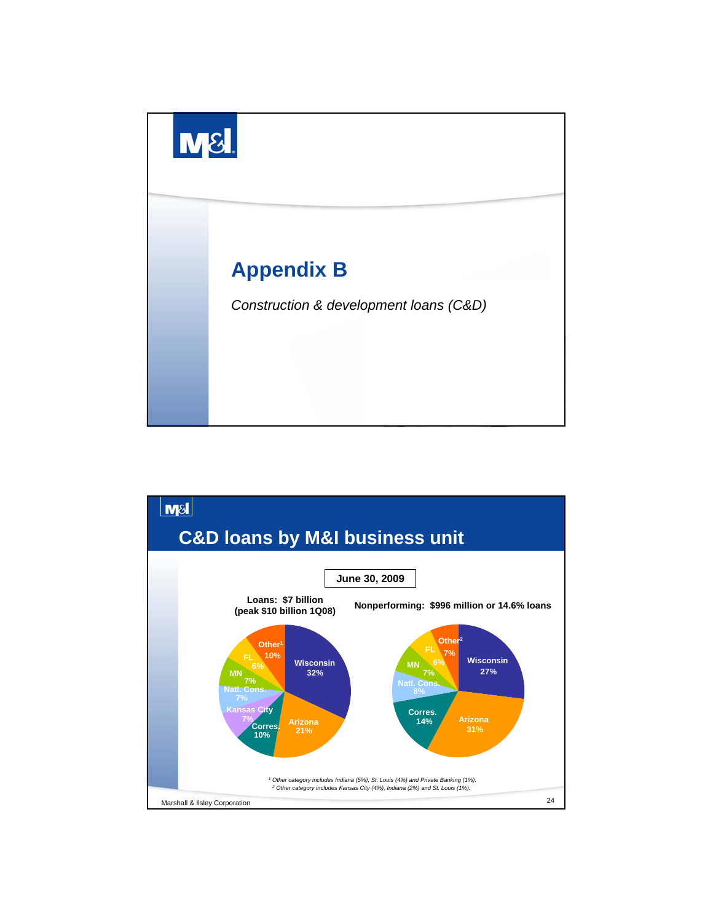# Appendix B

*Construction & development loans (C&D)*

---

## C&D loans by M&I business unit

**June 30, 2009**

**Loans: $7 billion (peak $10 billion 1Q08)**

| Business unit | Share |
|---|---|
| Wisconsin | 32% |
| Arizona | 21% |
| Corres. | 10% |
| Kansas City | 7% |
| Natl. Cons. | 7% |
| MN | 7% |
| FL | 6% |
| Other[1] | 10% |

**Nonperforming: $996 million or 14.6% loans**

| Business unit | Share |
|---|---|
| Wisconsin | 27% |
| Arizona | 31% |
| Corres. | 14% |
| Natl. Cons. | 8% |
| MN | 7% |
| FL | 6% |
| Other[2] | 7% |

*[1] Other category includes Indiana (5%), St. Louis (4%) and Private Banking (1%).*
*[2] Other category includes Kansas City (4%), Indiana (2%) and St. Louis (1%).*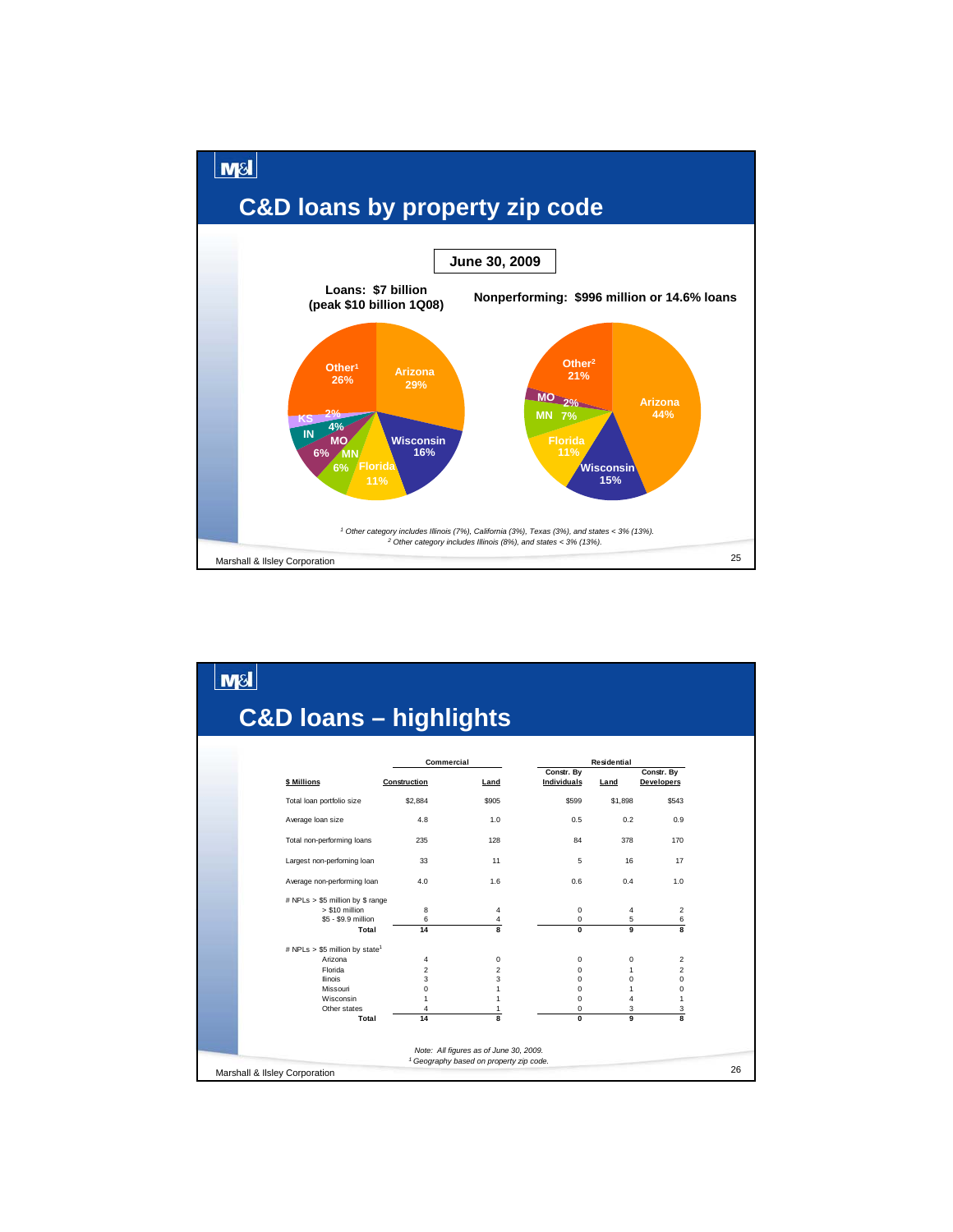## C&D loans by property zip code

**June 30, 2009**

**Loans: $7 billion (peak $10 billion 1Q08)**

| State | % |
|---|---|
| Arizona | 29% |
| Wisconsin | 16% |
| Florida | 11% |
| MN | 6% |
| MO | 6% |
| IN | 4% |
| KS | 2% |
| Other[1] | 26% |

**Nonperforming: $996 million or 14.6% loans**

| State | % |
|---|---|
| Arizona | 44% |
| Wisconsin | 15% |
| Florida | 11% |
| MN | 7% |
| MO | 2% |
| Other[2] | 21% |

*[1] Other category includes Illinois (7%), California (3%), Texas (3%), and states < 3% (13%).*
*[2] Other category includes Illinois (8%), and states < 3% (13%).*

## C&D loans – highlights

| $ Millions | Commercial | | Residential | | |
|---|---|---|---|---|---|
| | Construction | Land | Constr. By Individuals | Land | Constr. By Developers |
| Total loan portfolio size | $2,884 | $905 | $599 | $1,898 | $543 |
| Average loan size | 4.8 | 1.0 | 0.5 | 0.2 | 0.9 |
| Total non-performing loans | 235 | 128 | 84 | 378 | 170 |
| Largest non-performing loan | 33 | 11 | 5 | 16 | 17 |
| Average non-performing loan | 4.0 | 1.6 | 0.6 | 0.4 | 1.0 |
| # NPLs > $5 million by $ range | | | | | |
| > $10 million | 8 | 4 | 0 | 4 | 2 |
| $5 - $9.9 million | 6 | 4 | 0 | 5 | 6 |
| **Total** | **14** | **8** | **0** | **9** | **8** |
| # NPLs > $5 million by state[1] | | | | | |
| Arizona | 4 | 0 | 0 | 0 | 2 |
| Florida | 2 | 2 | 0 | 1 | 2 |
| Ilinois | 3 | 3 | 0 | 0 | 0 |
| Missouri | 0 | 1 | 0 | 1 | 0 |
| Wisconsin | 1 | 1 | 0 | 4 | 1 |
| Other states | 4 | 1 | 0 | 3 | 3 |
| **Total** | **14** | **8** | **0** | **9** | **8** |

*Note: All figures as of June 30, 2009.*
*[1] Geography based on property zip code.*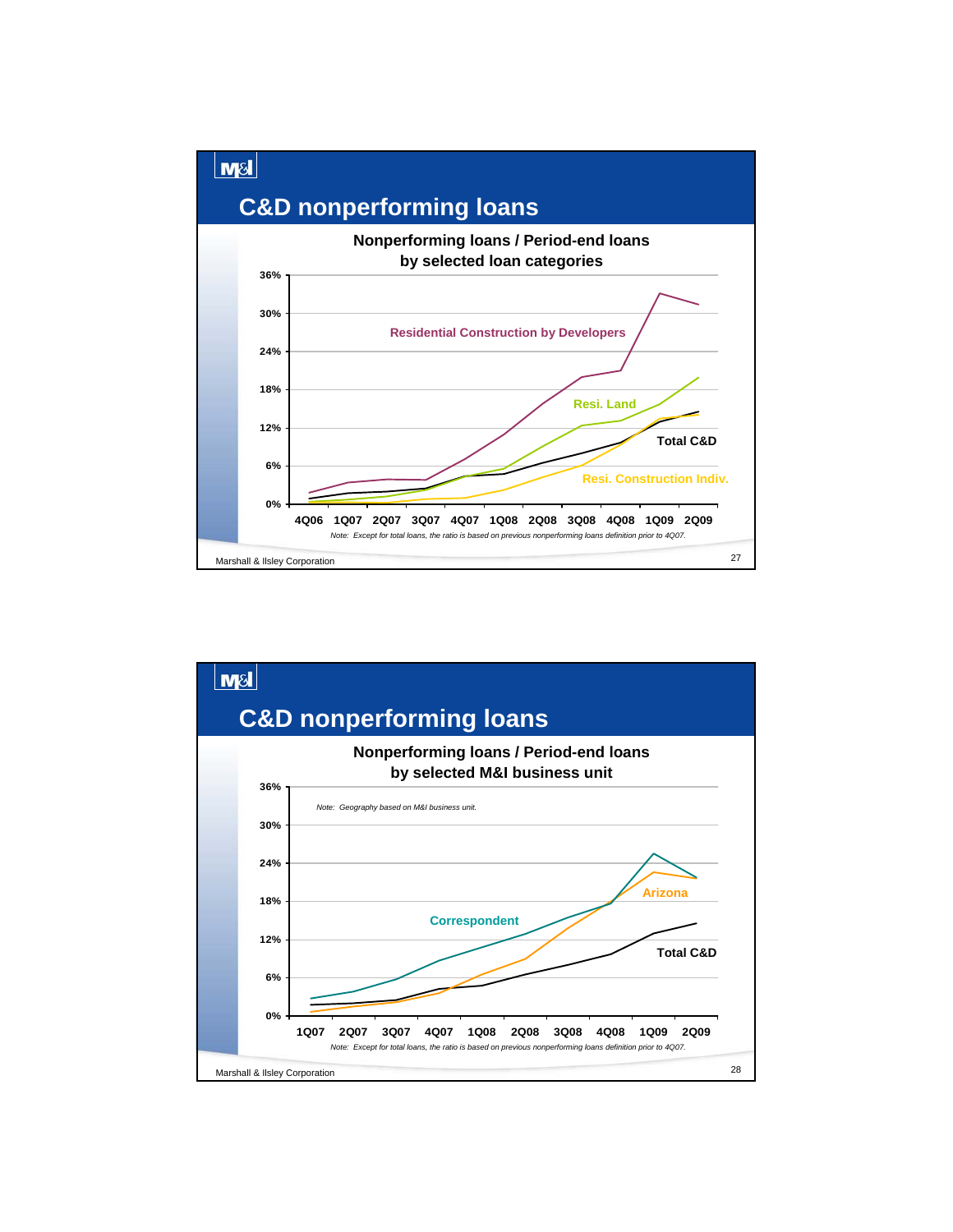## C&D nonperforming loans

**Nonperforming loans / Period-end loans by selected loan categories**

36%, 30%, 24%, 18%, 12%, 6%, 0%

Residential Construction by Developers

Resi. Land

Total C&D

Resi. Construction Indiv.

4Q06 1Q07 2Q07 3Q07 4Q07 1Q08 2Q08 3Q08 4Q08 1Q09 2Q09

*Note: Except for total loans, the ratio is based on previous nonperforming loans definition prior to 4Q07.*

Marshall & Ilsley Corporation

## C&D nonperforming loans

**Nonperforming loans / Period-end loans by selected M&I business unit**

36%, 30%, 24%, 18%, 12%, 6%, 0%

*Note: Geography based on M&I business unit.*

Arizona

Correspondent

Total C&D

1Q07 2Q07 3Q07 4Q07 1Q08 2Q08 3Q08 4Q08 1Q09 2Q09

*Note: Except for total loans, the ratio is based on previous nonperforming loans definition prior to 4Q07.*

Marshall & Ilsley Corporation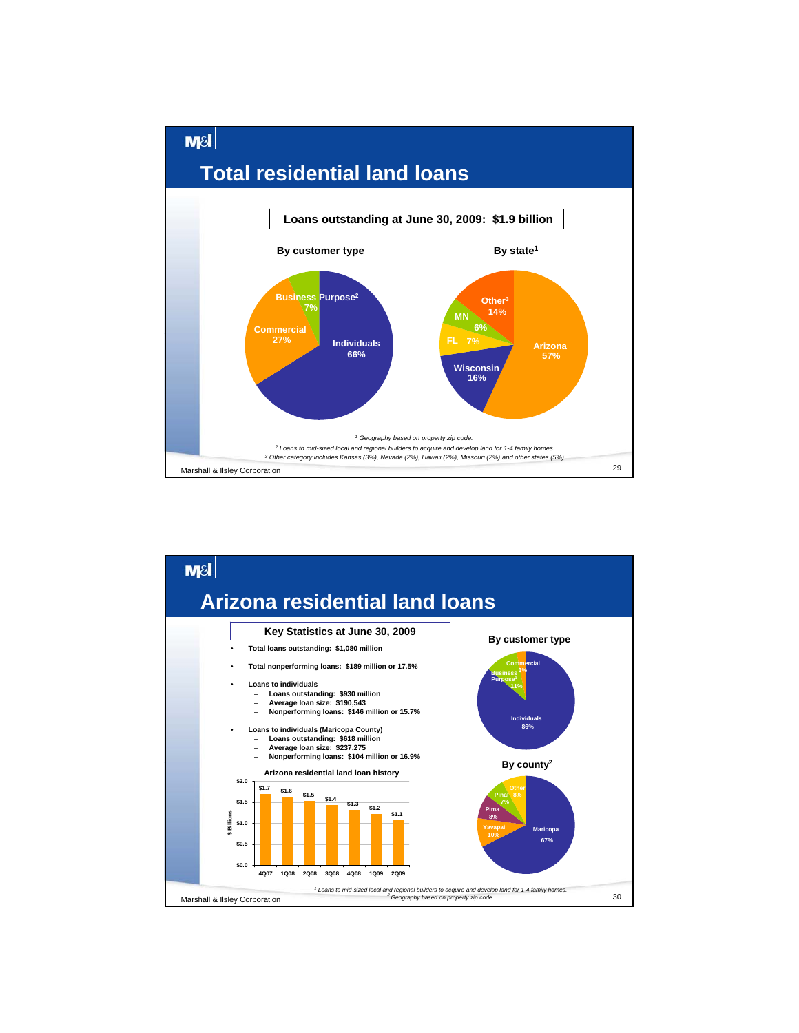# Total residential land loans

**Loans outstanding at June 30, 2009: $1.9 billion**

### By customer type

| Customer type | Share |
|---|---|
| Individuals | 66% |
| Commercial | 27% |
| Business Purpose[2] | 7% |

### By state[1]

| State | Share |
|---|---|
| Arizona | 57% |
| Wisconsin | 16% |
| FL | 7% |
| MN | 6% |
| Other[3] | 14% |

[1] Geography based on property zip code.
[2] Loans to mid-sized local and regional builders to acquire and develop land for 1-4 family homes.
[3] Other category includes Kansas (3%), Nevada (2%), Hawaii (2%), Missouri (2%) and other states (5%).

Marshall & Ilsley Corporation

# Arizona residential land loans

**Key Statistics at June 30, 2009**

- **Total loans outstanding: $1,080 million**
- **Total nonperforming loans: $189 million or 17.5%**
- **Loans to individuals**
  - **Loans outstanding: $930 million**
  - **Average loan size: $190,543**
  - **Nonperforming loans: $146 million or 15.7%**
- **Loans to individuals (Maricopa County)**
  - **Loans outstanding: $618 million**
  - **Average loan size: $237,275**
  - **Nonperforming loans: $104 million or 16.9%**

### Arizona residential land loan history

| Quarter | 4Q07 | 1Q08 | 2Q08 | 3Q08 | 4Q08 | 1Q09 | 2Q09 |
|---|---|---|---|---|---|---|---|
| $ Billions | $1.7 | $1.6 | $1.5 | $1.4 | $1.3 | $1.2 | $1.1 |

### By customer type

| Customer type | Share |
|---|---|
| Individuals | 86% |
| Business Purpose[1] | 11% |
| Commercial | 3% |

### By county[2]

| County | Share |
|---|---|
| Maricopa | 67% |
| Yavapai | 10% |
| Pima | 8% |
| Pinal | 7% |
| Other | 8% |

[1] Loans to mid-sized local and regional builders to acquire and develop land for 1-4 family homes.
[2] Geography based on property zip code.

Marshall & Ilsley Corporation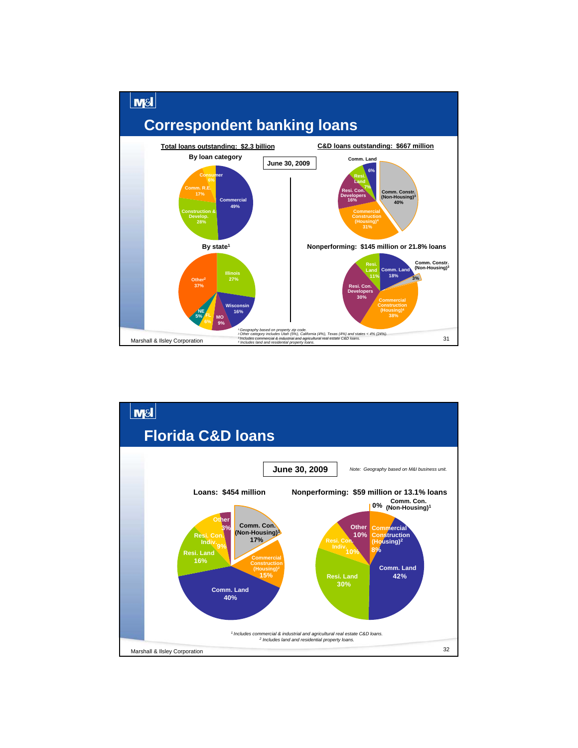# Correspondent banking loans

**Total loans outstanding: $2.3 billion**

**June 30, 2009**

### By loan category

| Category | % |
|---|---|
| Commercial | 49% |
| Construction & Develop. | 28% |
| Comm. R.E. | 17% |
| Consumer | 6% |

### By state[1]

| State | % |
|---|---|
| Illinois | 27% |
| Wisconsin | 16% |
| MO | 9% |
| FL | 6% |
| NE | 5% |
| Other[2] | 37% |

**C&D loans outstanding: $667 million**

| Category | % |
|---|---|
| Comm. Constr. (Non-Housing)[3] | 40% |
| Commercial Construction (Housing)[4] | 31% |
| Resi. Con. Developers | 16% |
| Resi. Land | 7% |
| Comm. Land | 6% |

### Nonperforming: $145 million or 21.8% loans

| Category | % |
|---|---|
| Commercial Construction (Housing)[4] | 38% |
| Resi. Con. Developers | 30% |
| Comm. Land | 18% |
| Resi. Land | 11% |
| Comm. Constr. (Non-Housing)[3] | 3% |

*[1] Geography based on property zip code.*
*[2] Other category includes Utah (5%), California (4%), Texas (4%) and states < 4% (24%).*
*[3] Includes commercial & industrial and agricultural real estate C&D loans.*
*[4] Includes land and residential property loans.*

Marshall & Ilsley Corporation

# Florida C&D loans

**June 30, 2009**

*Note: Geography based on M&I business unit.*

### Loans: $454 million

| Category | % |
|---|---|
| Comm. Land | 40% |
| Comm. Con. (Non-Housing)[1] | 17% |
| Resi. Land | 16% |
| Commercial Construction (Housing)[2] | 15% |
| Resi. Con. Indiv. | 9% |
| Other | 3% |

### Nonperforming: $59 million or 13.1% loans

| Category | % |
|---|---|
| Comm. Land | 42% |
| Resi. Land | 30% |
| Resi. Con. Indiv. | 10% |
| Other | 10% |
| Commercial Construction (Housing)[2] | 8% |
| Comm. Con. (Non-Housing)[1] | 0% |

*[1] Includes commercial & industrial and agricultural real estate C&D loans.*
*[2] Includes land and residential property loans.*

Marshall & Ilsley Corporation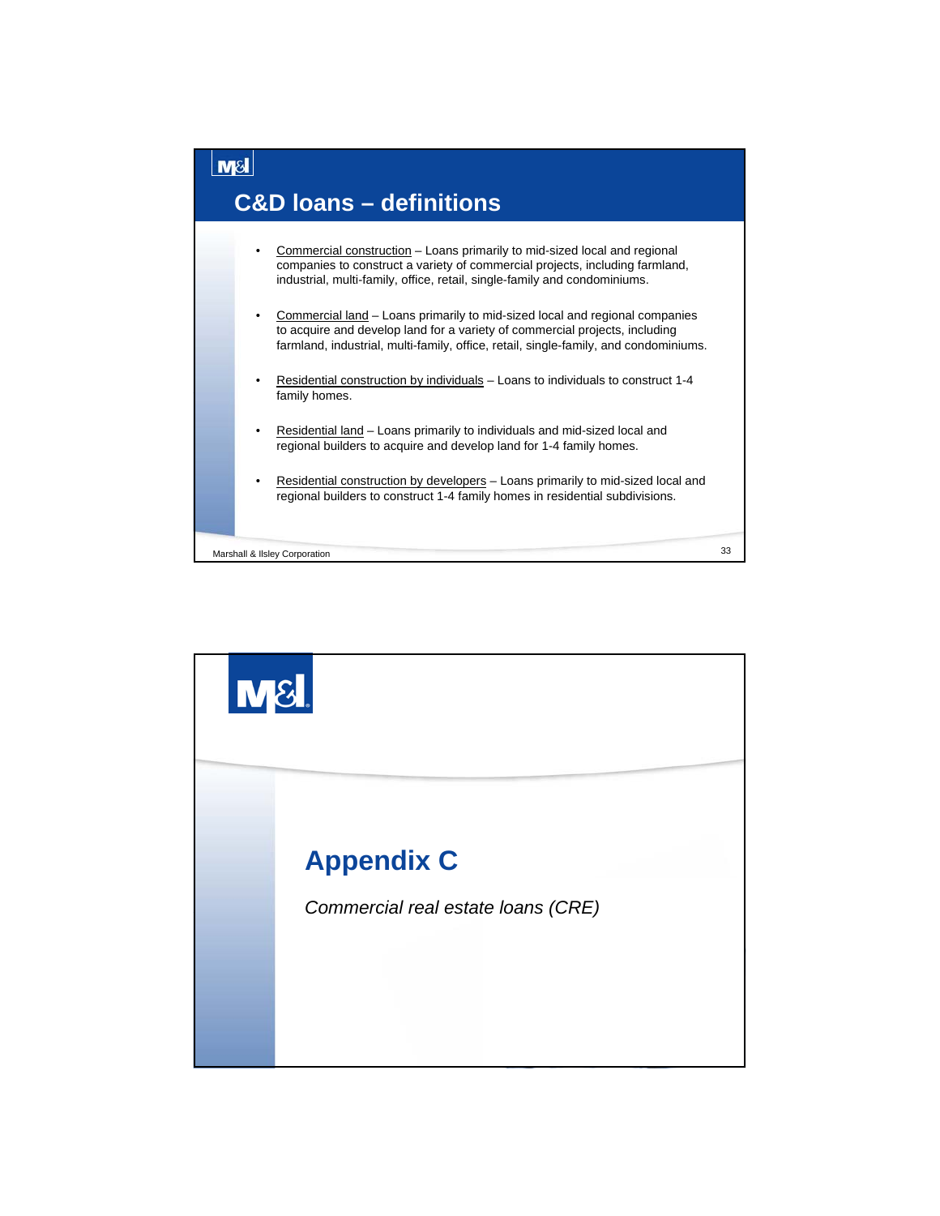## C&D loans – definitions

- Commercial construction – Loans primarily to mid-sized local and regional companies to construct a variety of commercial projects, including farmland, industrial, multi-family, office, retail, single-family and condominiums.
- Commercial land – Loans primarily to mid-sized local and regional companies to acquire and develop land for a variety of commercial projects, including farmland, industrial, multi-family, office, retail, single-family, and condominiums.
- Residential construction by individuals – Loans to individuals to construct 1-4 family homes.
- Residential land – Loans primarily to individuals and mid-sized local and regional builders to acquire and develop land for 1-4 family homes.
- Residential construction by developers – Loans primarily to mid-sized local and regional builders to construct 1-4 family homes in residential subdivisions.

# Appendix C

*Commercial real estate loans (CRE)*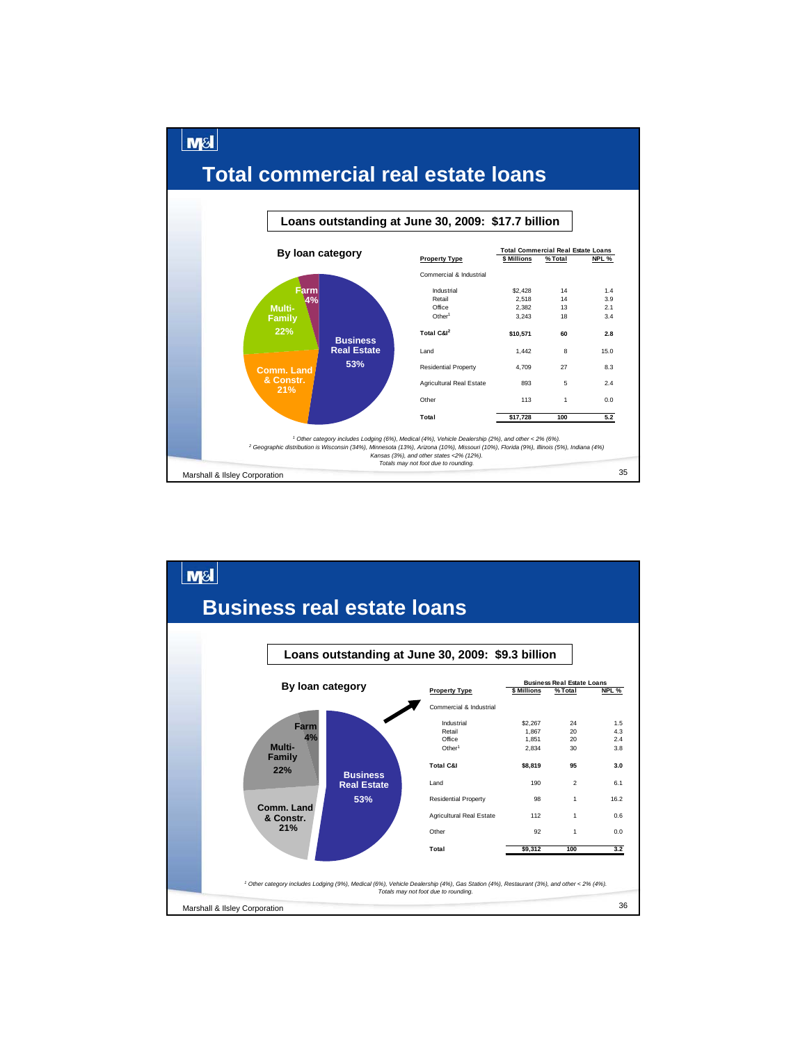# Total commercial real estate loans

**Loans outstanding at June 30, 2009: $17.7 billion**

### By loan category

- Business Real Estate 53%
- Comm. Land & Constr. 21%
- Multi-Family 22%
- Farm 4%

| Property Type | Total Commercial Real Estate Loans | | |
|---|---|---|---|
| | $ Millions | % Total | NPL % |
| Commercial & Industrial | | | |
| Industrial | $2,428 | 14 | 1.4 |
| Retail | 2,518 | 14 | 3.9 |
| Office | 2,382 | 13 | 2.1 |
| Other[1] | 3,243 | 18 | 3.4 |
| **Total C&I[2]** | **$10,571** | **60** | **2.8** |
| Land | 1,442 | 8 | 15.0 |
| Residential Property | 4,709 | 27 | 8.3 |
| Agricultural Real Estate | 893 | 5 | 2.4 |
| Other | 113 | 1 | 0.0 |
| **Total** | **$17,728** | **100** | **5.2** |

*[1] Other category includes Lodging (6%), Medical (4%), Vehicle Dealership (2%), and other < 2% (6%).*
*[2] Geographic distribution is Wisconsin (34%), Minnesota (13%), Arizona (10%), Missouri (10%), Florida (9%), Illinois (5%), Indiana (4%) Kansas (3%), and other states <2% (12%).*
*Totals may not foot due to rounding.*

# Business real estate loans

**Loans outstanding at June 30, 2009: $9.3 billion**

### By loan category

- Business Real Estate 53%
- Comm. Land & Constr. 21%
- Multi-Family 22%
- Farm 4%

| Property Type | Business Real Estate Loans | | |
|---|---|---|---|
| | $ Millions | % Total | NPL % |
| Commercial & Industrial | | | |
| Industrial | $2,267 | 24 | 1.5 |
| Retail | 1,867 | 20 | 4.3 |
| Office | 1,851 | 20 | 2.4 |
| Other[1] | 2,834 | 30 | 3.8 |
| **Total C&I** | **$8,819** | **95** | **3.0** |
| Land | 190 | 2 | 6.1 |
| Residential Property | 98 | 1 | 16.2 |
| Agricultural Real Estate | 112 | 1 | 0.6 |
| Other | 92 | 1 | 0.0 |
| **Total** | **$9,312** | **100** | **3.2** |

*[1] Other category includes Lodging (9%), Medical (6%), Vehicle Dealership (4%), Gas Station (4%), Restaurant (3%), and other < 2% (4%).*
*Totals may not foot due to rounding.*

Marshall & Ilsley Corporation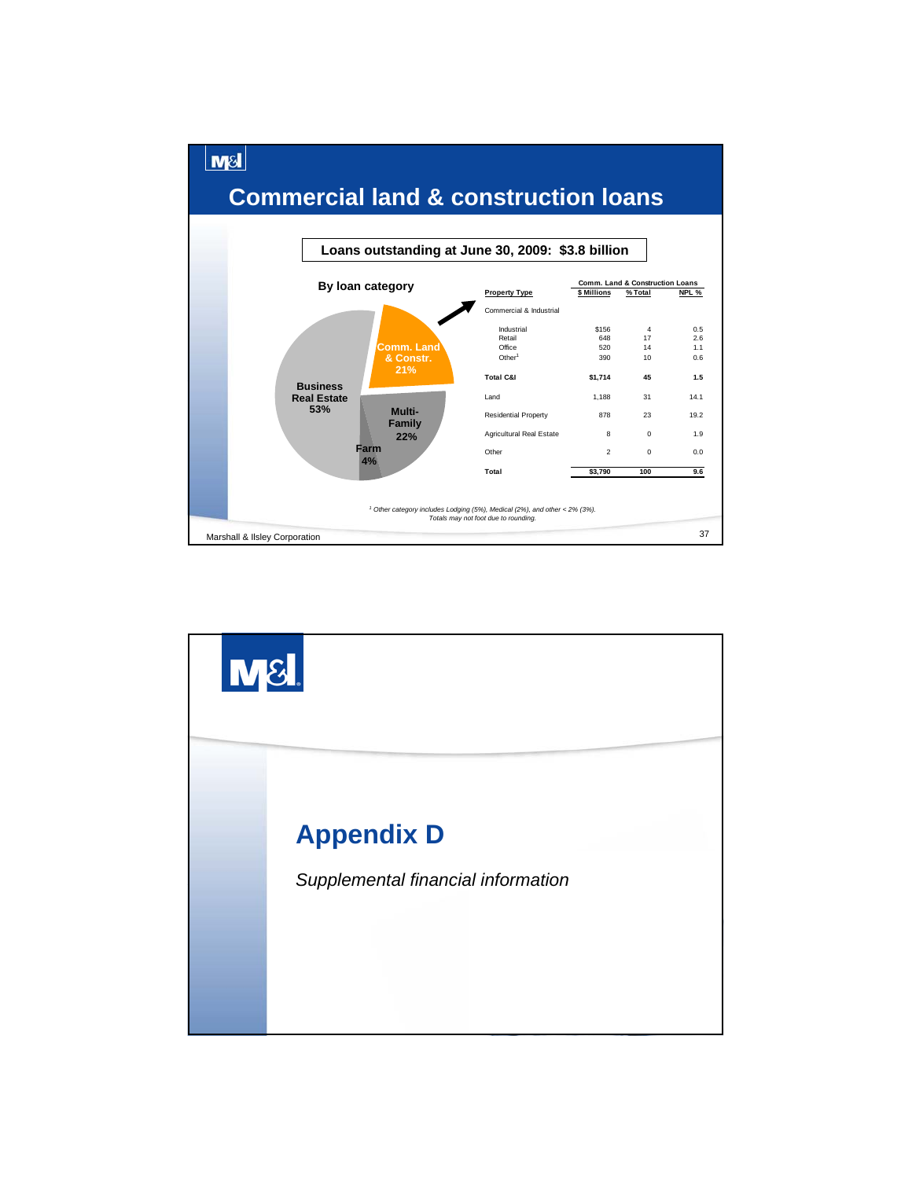# Commercial land & construction loans

**Loans outstanding at June 30, 2009: $3.8 billion**

**By loan category**

- Business Real Estate 53%
- Comm. Land & Constr. 21%
- Multi-Family 22%
- Farm 4%

| Property Type | Comm. Land & Construction Loans | | |
|---|---|---|---|
| | $ Millions | % Total | NPL % |
| Commercial & Industrial | | | |
| Industrial | $156 | 4 | 0.5 |
| Retail | 648 | 17 | 2.6 |
| Office | 520 | 14 | 1.1 |
| Other[1] | 390 | 10 | 0.6 |
| **Total C&I** | **$1,714** | **45** | **1.5** |
| Land | 1,188 | 31 | 14.1 |
| Residential Property | 878 | 23 | 19.2 |
| Agricultural Real Estate | 8 | 0 | 1.9 |
| Other | 2 | 0 | 0.0 |
| **Total** | **$3,790** | **100** | **9.6** |

*[1] Other category includes Lodging (5%), Medical (2%), and other < 2% (3%).*
*Totals may not foot due to rounding.*

# Appendix D

*Supplemental financial information*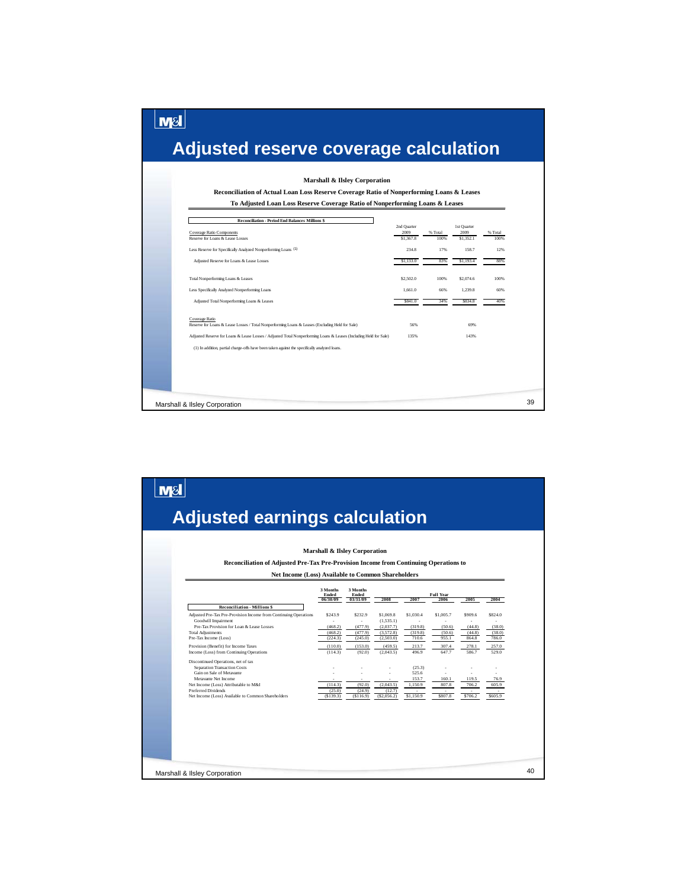# Adjusted reserve coverage calculation

**Marshall & Ilsley Corporation**

**Reconciliation of Actual Loan Loss Reserve Coverage Ratio of Nonperforming Loans & Leases**

**To Adjusted Loan Loss Reserve Coverage Ratio of Nonperforming Loans & Leases**

| Reconciliation - Period End Balances Millions $ | 2nd Quarter 2009 | % Total | 1st Quarter 2009 | % Total |
|---|---|---|---|---|
| Coverage Ratio Components | | | | |
| Reserve for Loans & Lease Losses | $1,367.8 | 100% | $1,352.1 | 100% |
| Less Reserve for Specifically Analyzed Nonperforming Loans (1) | 234.8 | 17% | 158.7 | 12% |
| Adjusted Reserve for Loans & Lease Losses | $1,133.0 | 83% | $1,193.4 | 88% |
| Total Nonperforming Loans & Leases | $2,502.0 | 100% | $2,074.6 | 100% |
| Less Specifically Analyzed Nonperforming Loans | 1,661.0 | 66% | 1,239.8 | 60% |
| Adjusted Total Nonperforming Loans & Leases | $841.0 | 34% | $834.8 | 40% |
| Coverage Ratio | | | | |
| Reserve for Loans & Lease Losses / Total Nonperforming Loans & Leases (Excluding Held for Sale) | 56% | | 69% | |
| Adjusted Reserve for Loans & Lease Losses / Adjusted Total Nonperforming Loans & Leases (Including Held for Sale) | 135% | | 143% | |

(1) In addition, partial charge-offs have been taken against the specifically analyzed loans.

Marshall & Ilsley Corporation

# Adjusted earnings calculation

**Marshall & Ilsley Corporation**

**Reconciliation of Adjusted Pre-Tax Pre-Provision Income from Continuing Operations to**

**Net Income (Loss) Available to Common Shareholders**

| Reconciliation - Millions $ | 3 Months Ended 06/30/09 | 3 Months Ended 03/31/09 | Full Year 2008 | 2007 | 2006 | 2005 | 2004 |
|---|---|---|---|---|---|---|---|
| Adjusted Pre-Tax Pre-Provision Income from Continuing Operations | $243.9 | $232.9 | $1,069.8 | $1,030.4 | $1,005.7 | $909.6 | $824.0 |
| Goodwill Impairment | - | - | (1,535.1) | - | - | - | - |
| Pre-Tax Provision for Loan & Lease Losses | (468.2) | (477.9) | (2,037.7) | (319.8) | (50.6) | (44.8) | (38.0) |
| Total Adjustments | (468.2) | (477.9) | (3,572.8) | (319.8) | (50.6) | (44.8) | (38.0) |
| Pre-Tax Income (Loss) | (224.3) | (245.0) | (2,503.0) | 710.6 | 955.1 | 864.8 | 786.0 |
| Provision (Benefit) for Income Taxes | (110.0) | (153.0) | (459.5) | 213.7 | 307.4 | 278.1 | 257.0 |
| Income (Loss) from Continuing Operations | (114.3) | (92.0) | (2,043.5) | 496.9 | 647.7 | 586.7 | 529.0 |
| Discontinued Operations, net of tax | | | | | | | |
| Separation Transaction Costs | - | - | - | (25.3) | - | - | - |
| Gain on Sale of Metavante | - | - | - | 525.6 | - | - | - |
| Metavante Net Income | - | - | - | 153.7 | 160.1 | 119.5 | 76.9 |
| Net Income (Loss) Attributable to M&I | (114.3) | (92.0) | (2,043.5) | 1,150.9 | 807.8 | 706.2 | 605.9 |
| Preferred Dividends | (25.0) | (24.9) | (12.7) | - | - | - | - |
| Net Income (Loss) Available to Common Shareholders | ($139.3) | ($116.9) | ($2,056.2) | $1,150.9 | $807.8 | $706.2 | $605.9 |

Marshall & Ilsley Corporation